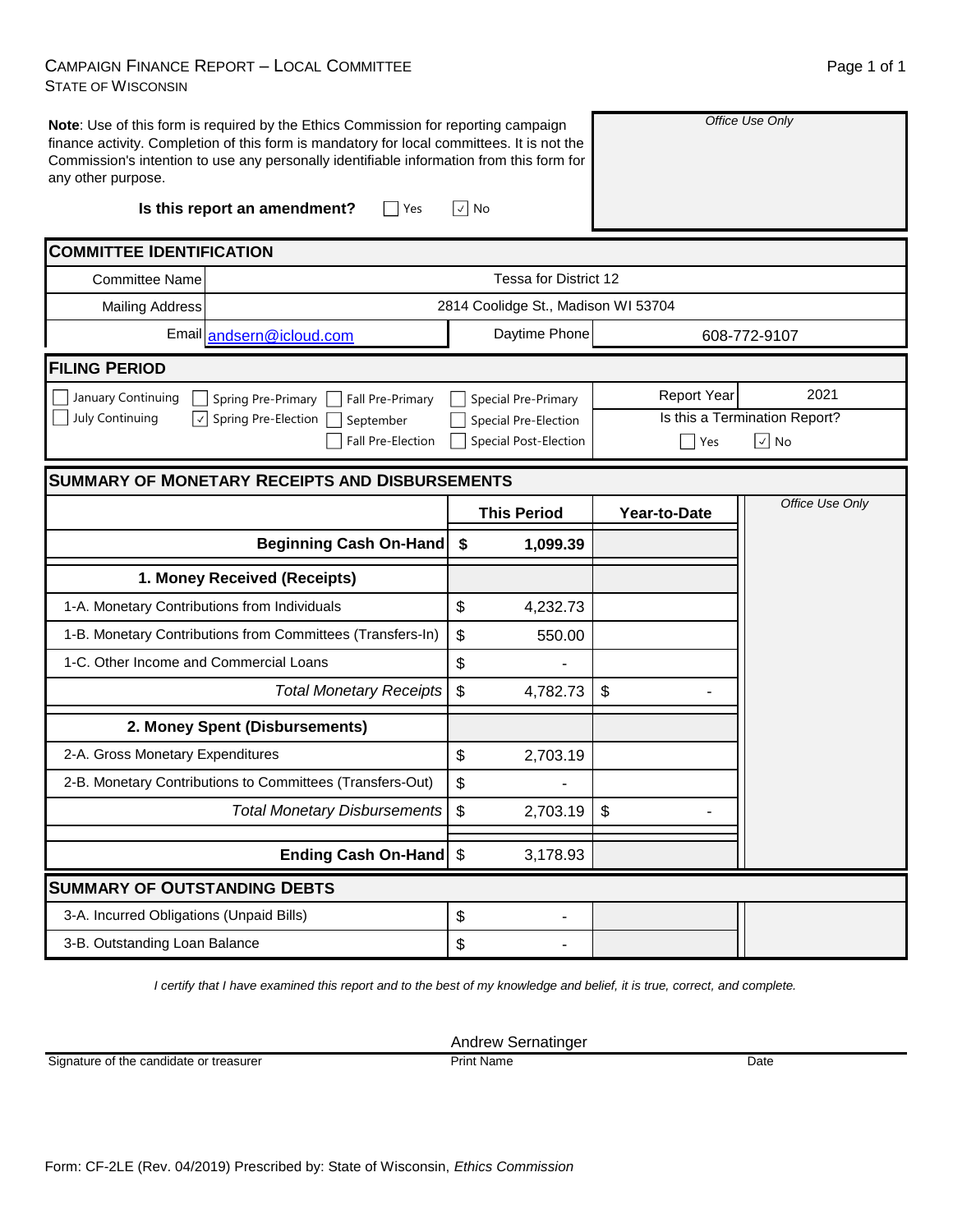CAMPAIGN FINANCE REPORT – LOCAL COMMITTEE
STATE OF WISCONSIN

**Note**: Use of this form is required by the Ethics Commission for reporting campaign finance activity. Completion of this form is mandatory for local committees. It is not the Commission's intention to use any personally identifiable information from this form for any other purpose.

*Office Use Only*

**Is this report an amendment?** ☐ Yes ☑ No

## COMMITTEE IDENTIFICATION

| | |
|---|---|
| Committee Name | Tessa for District 12 |
| Mailing Address | 2814 Coolidge St., Madison WI 53704 |
| Email | andsern@icloud.com |
| Daytime Phone | 608-772-9107 |

## FILING PERIOD

☐ January Continuing ☐ July Continuing ☐ Spring Pre-Primary ☑ Spring Pre-Election ☐ Fall Pre-Primary ☐ September ☐ Fall Pre-Election ☐ Special Pre-Primary ☐ Special Pre-Election ☐ Special Post-Election

Report Year: 2021

Is this a Termination Report? ☐ Yes ☑ No

## SUMMARY OF MONETARY RECEIPTS AND DISBURSEMENTS

| | This Period | Year-to-Date | *Office Use Only* |
|---|---|---|---|
| **Beginning Cash On-Hand** | **$ 1,099.39** | | |
| **1. Money Received (Receipts)** | | | |
| 1-A. Monetary Contributions from Individuals | $ 4,232.73 | | |
| 1-B. Monetary Contributions from Committees (Transfers-In) | $ 550.00 | | |
| 1-C. Other Income and Commercial Loans | $ - | | |
| *Total Monetary Receipts* | $ 4,782.73 | $ - | |
| **2. Money Spent (Disbursements)** | | | |
| 2-A. Gross Monetary Expenditures | $ 2,703.19 | | |
| 2-B. Monetary Contributions to Committees (Transfers-Out) | $ - | | |
| *Total Monetary Disbursements* | $ 2,703.19 | $ - | |
| **Ending Cash On-Hand** | $ 3,178.93 | | |

## SUMMARY OF OUTSTANDING DEBTS

| | | | |
|---|---|---|---|
| 3-A. Incurred Obligations (Unpaid Bills) | $ - | | |
| 3-B. Outstanding Loan Balance | $ - | | |

*I certify that I have examined this report and to the best of my knowledge and belief, it is true, correct, and complete.*

| Signature of the candidate or treasurer | Print Name | Date |
|---|---|---|
| | Andrew Sernatinger | |

Form: CF-2LE (Rev. 04/2019) Prescribed by: State of Wisconsin, *Ethics Commission*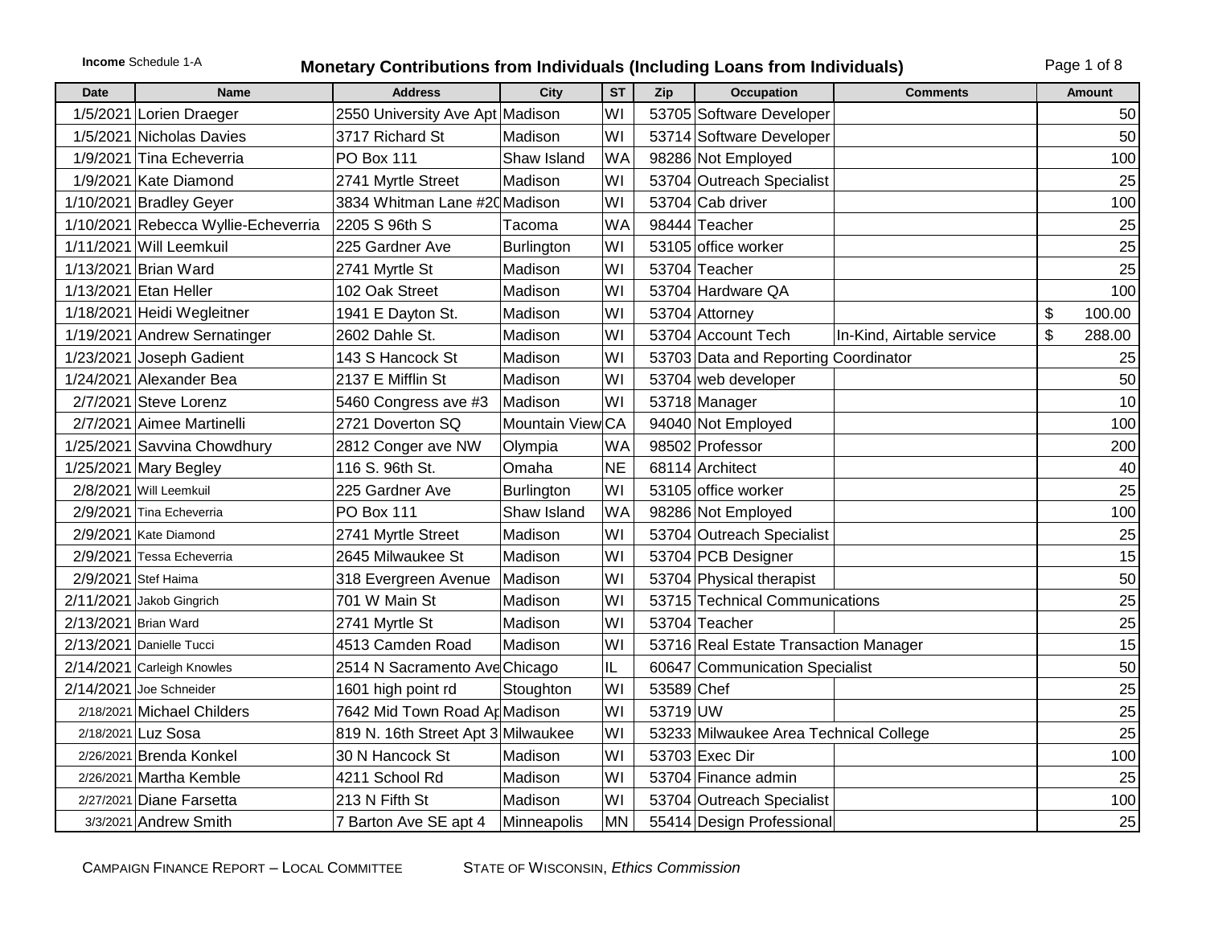**Income** Schedule 1-A

## Monetary Contributions from Individuals (Including Loans from Individuals)

| Date | Name | Address | City | ST | Zip | Occupation | Comments | Amount |
|---|---|---|---|---|---|---|---|---|
| 1/5/2021 | Lorien Draeger | 2550 University Ave Apt | Madison | WI | 53705 | Software Developer | | 50 |
| 1/5/2021 | Nicholas Davies | 3717 Richard St | Madison | WI | 53714 | Software Developer | | 50 |
| 1/9/2021 | Tina Echeverria | PO Box 111 | Shaw Island | WA | 98286 | Not Employed | | 100 |
| 1/9/2021 | Kate Diamond | 2741 Myrtle Street | Madison | WI | 53704 | Outreach Specialist | | 25 |
| 1/10/2021 | Bradley Geyer | 3834 Whitman Lane #20 | Madison | WI | 53704 | Cab driver | | 100 |
| 1/10/2021 | Rebecca Wyllie-Echeverria | 2205 S 96th S | Tacoma | WA | 98444 | Teacher | | 25 |
| 1/11/2021 | Will Leemkuil | 225 Gardner Ave | Burlington | WI | 53105 | office worker | | 25 |
| 1/13/2021 | Brian Ward | 2741 Myrtle St | Madison | WI | 53704 | Teacher | | 25 |
| 1/13/2021 | Etan Heller | 102 Oak Street | Madison | WI | 53704 | Hardware QA | | 100 |
| 1/18/2021 | Heidi Wegleitner | 1941 E Dayton St. | Madison | WI | 53704 | Attorney | | $ 100.00 |
| 1/19/2021 | Andrew Sernatinger | 2602 Dahle St. | Madison | WI | 53704 | Account Tech | In-Kind, Airtable service | $ 288.00 |
| 1/23/2021 | Joseph Gadient | 143 S Hancock St | Madison | WI | 53703 | Data and Reporting Coordinator | | 25 |
| 1/24/2021 | Alexander Bea | 2137 E Mifflin St | Madison | WI | 53704 | web developer | | 50 |
| 2/7/2021 | Steve Lorenz | 5460 Congress ave #3 | Madison | WI | 53718 | Manager | | 10 |
| 2/7/2021 | Aimee Martinelli | 2721 Doverton SQ | Mountain View | CA | 94040 | Not Employed | | 100 |
| 1/25/2021 | Savvina Chowdhury | 2812 Conger ave NW | Olympia | WA | 98502 | Professor | | 200 |
| 1/25/2021 | Mary Begley | 116 S. 96th St. | Omaha | NE | 68114 | Architect | | 40 |
| 2/8/2021 | Will Leemkuil | 225 Gardner Ave | Burlington | WI | 53105 | office worker | | 25 |
| 2/9/2021 | Tina Echeverria | PO Box 111 | Shaw Island | WA | 98286 | Not Employed | | 100 |
| 2/9/2021 | Kate Diamond | 2741 Myrtle Street | Madison | WI | 53704 | Outreach Specialist | | 25 |
| 2/9/2021 | Tessa Echeverria | 2645 Milwaukee St | Madison | WI | 53704 | PCB Designer | | 15 |
| 2/9/2021 | Stef Haima | 318 Evergreen Avenue | Madison | WI | 53704 | Physical therapist | | 50 |
| 2/11/2021 | Jakob Gingrich | 701 W Main St | Madison | WI | 53715 | Technical Communications | | 25 |
| 2/13/2021 | Brian Ward | 2741 Myrtle St | Madison | WI | 53704 | Teacher | | 25 |
| 2/13/2021 | Danielle Tucci | 4513 Camden Road | Madison | WI | 53716 | Real Estate Transaction Manager | | 15 |
| 2/14/2021 | Carleigh Knowles | 2514 N Sacramento Ave | Chicago | IL | 60647 | Communication Specialist | | 50 |
| 2/14/2021 | Joe Schneider | 1601 high point rd | Stoughton | WI | 53589 | Chef | | 25 |
| 2/18/2021 | Michael Childers | 7642 Mid Town Road Ap | Madison | WI | 53719 | UW | | 25 |
| 2/18/2021 | Luz Sosa | 819 N. 16th Street Apt 3 | Milwaukee | WI | 53233 | Milwaukee Area Technical College | | 25 |
| 2/26/2021 | Brenda Konkel | 30 N Hancock St | Madison | WI | 53703 | Exec Dir | | 100 |
| 2/26/2021 | Martha Kemble | 4211 School Rd | Madison | WI | 53704 | Finance admin | | 25 |
| 2/27/2021 | Diane Farsetta | 213 N Fifth St | Madison | WI | 53704 | Outreach Specialist | | 100 |
| 3/3/2021 | Andrew Smith | 7 Barton Ave SE apt 4 | Minneapolis | MN | 55414 | Design Professional | | 25 |

CAMPAIGN FINANCE REPORT – LOCAL COMMITTEE    STATE OF WISCONSIN, *Ethics Commission*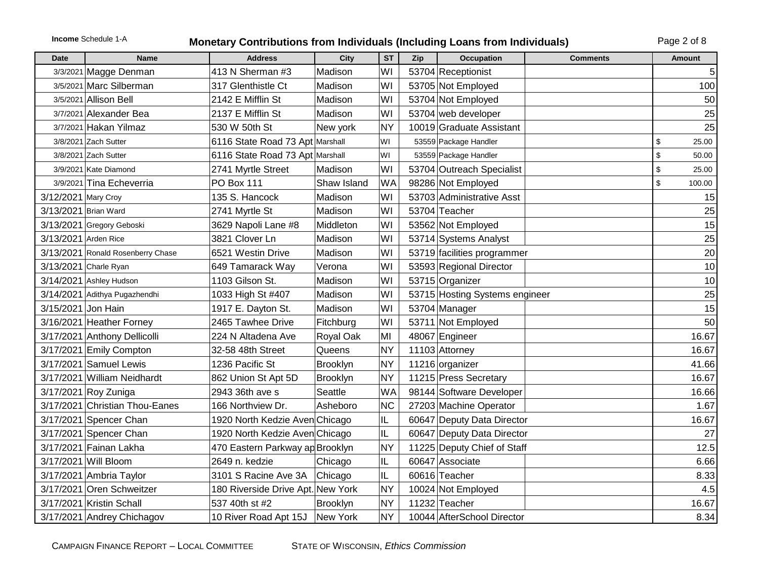**Income** Schedule 1-A

# Monetary Contributions from Individuals (Including Loans from Individuals)

| Date | Name | Address | City | ST | Zip | Occupation | Comments | Amount |
|---|---|---|---|---|---|---|---|---|
| 3/3/2021 | Magge Denman | 413 N Sherman #3 | Madison | WI | 53704 | Receptionist | | 5 |
| 3/5/2021 | Marc Silberman | 317 Glenthistle Ct | Madison | WI | 53705 | Not Employed | | 100 |
| 3/5/2021 | Allison Bell | 2142 E Mifflin St | Madison | WI | 53704 | Not Employed | | 50 |
| 3/7/2021 | Alexander Bea | 2137 E Mifflin St | Madison | WI | 53704 | web developer | | 25 |
| 3/7/2021 | Hakan Yilmaz | 530 W 50th St | New york | NY | 10019 | Graduate Assistant | | 25 |
| 3/8/2021 | Zach Sutter | 6116 State Road 73 Apt | Marshall | WI | 53559 | Package Handler | | $ 25.00 |
| 3/8/2021 | Zach Sutter | 6116 State Road 73 Apt | Marshall | WI | 53559 | Package Handler | | $ 50.00 |
| 3/9/2021 | Kate Diamond | 2741 Myrtle Street | Madison | WI | 53704 | Outreach Specialist | | $ 25.00 |
| 3/9/2021 | Tina Echeverria | PO Box 111 | Shaw Island | WA | 98286 | Not Employed | | $ 100.00 |
| 3/12/2021 | Mary Croy | 135 S. Hancock | Madison | WI | 53703 | Administrative Asst | | 15 |
| 3/13/2021 | Brian Ward | 2741 Myrtle St | Madison | WI | 53704 | Teacher | | 25 |
| 3/13/2021 | Gregory Geboski | 3629 Napoli Lane #8 | Middleton | WI | 53562 | Not Employed | | 15 |
| 3/13/2021 | Arden Rice | 3821 Clover Ln | Madison | WI | 53714 | Systems Analyst | | 25 |
| 3/13/2021 | Ronald Rosenberry Chase | 6521 Westin Drive | Madison | WI | 53719 | facilities programmer | | 20 |
| 3/13/2021 | Charle Ryan | 649 Tamarack Way | Verona | WI | 53593 | Regional Director | | 10 |
| 3/14/2021 | Ashley Hudson | 1103 Gilson St. | Madison | WI | 53715 | Organizer | | 10 |
| 3/14/2021 | Adithya Pugazhendhi | 1033 High St #407 | Madison | WI | 53715 | Hosting Systems engineer | | 25 |
| 3/15/2021 | Jon Hain | 1917 E. Dayton St. | Madison | WI | 53704 | Manager | | 15 |
| 3/16/2021 | Heather Forney | 2465 Tawhee Drive | Fitchburg | WI | 53711 | Not Employed | | 50 |
| 3/17/2021 | Anthony Dellicolli | 224 N Altadena Ave | Royal Oak | MI | 48067 | Engineer | | 16.67 |
| 3/17/2021 | Emily Compton | 32-58 48th Street | Queens | NY | 11103 | Attorney | | 16.67 |
| 3/17/2021 | Samuel Lewis | 1236 Pacific St | Brooklyn | NY | 11216 | organizer | | 41.66 |
| 3/17/2021 | William Neidhardt | 862 Union St Apt 5D | Brooklyn | NY | 11215 | Press Secretary | | 16.67 |
| 3/17/2021 | Roy Zuniga | 2943 36th ave s | Seattle | WA | 98144 | Software Developer | | 16.66 |
| 3/17/2021 | Christian Thou-Eanes | 166 Northview Dr. | Asheboro | NC | 27203 | Machine Operator | | 1.67 |
| 3/17/2021 | Spencer Chan | 1920 North Kedzie Aven | Chicago | IL | 60647 | Deputy Data Director | | 16.67 |
| 3/17/2021 | Spencer Chan | 1920 North Kedzie Aven | Chicago | IL | 60647 | Deputy Data Director | | 27 |
| 3/17/2021 | Fainan Lakha | 470 Eastern Parkway ap | Brooklyn | NY | 11225 | Deputy Chief of Staff | | 12.5 |
| 3/17/2021 | Will Bloom | 2649 n. kedzie | Chicago | IL | 60647 | Associate | | 6.66 |
| 3/17/2021 | Ambria Taylor | 3101 S Racine Ave 3A | Chicago | IL | 60616 | Teacher | | 8.33 |
| 3/17/2021 | Oren Schweitzer | 180 Riverside Drive Apt. | New York | NY | 10024 | Not Employed | | 4.5 |
| 3/17/2021 | Kristin Schall | 537 40th st #2 | Brooklyn | NY | 11232 | Teacher | | 16.67 |
| 3/17/2021 | Andrey Chichagov | 10 River Road Apt 15J | New York | NY | 10044 | AfterSchool Director | | 8.34 |

CAMPAIGN FINANCE REPORT – LOCAL COMMITTEE  STATE OF WISCONSIN, *Ethics Commission*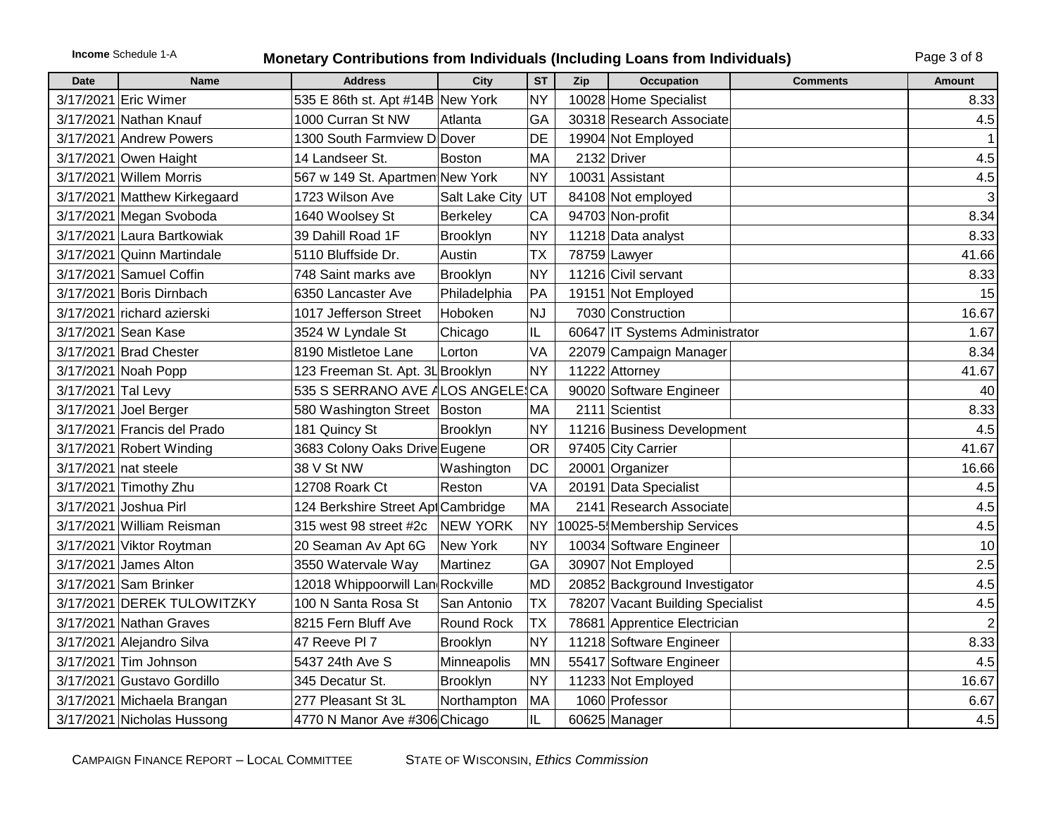**Income** Schedule 1-A

# Monetary Contributions from Individuals (Including Loans from Individuals)

| Date | Name | Address | City | ST | Zip | Occupation | Comments | Amount |
|---|---|---|---|---|---|---|---|---|
| 3/17/2021 | Eric Wimer | 535 E 86th st. Apt #14B | New York | NY | 10028 | Home Specialist | | 8.33 |
| 3/17/2021 | Nathan Knauf | 1000 Curran St NW | Atlanta | GA | 30318 | Research Associate | | 4.5 |
| 3/17/2021 | Andrew Powers | 1300 South Farmview D | Dover | DE | 19904 | Not Employed | | 1 |
| 3/17/2021 | Owen Haight | 14 Landseer St. | Boston | MA | 2132 | Driver | | 4.5 |
| 3/17/2021 | Willem Morris | 567 w 149 St. Apartmen | New York | NY | 10031 | Assistant | | 4.5 |
| 3/17/2021 | Matthew Kirkegaard | 1723 Wilson Ave | Salt Lake City | UT | 84108 | Not employed | | 3 |
| 3/17/2021 | Megan Svoboda | 1640 Woolsey St | Berkeley | CA | 94703 | Non-profit | | 8.34 |
| 3/17/2021 | Laura Bartkowiak | 39 Dahill Road 1F | Brooklyn | NY | 11218 | Data analyst | | 8.33 |
| 3/17/2021 | Quinn Martindale | 5110 Bluffside Dr. | Austin | TX | 78759 | Lawyer | | 41.66 |
| 3/17/2021 | Samuel Coffin | 748 Saint marks ave | Brooklyn | NY | 11216 | Civil servant | | 8.33 |
| 3/17/2021 | Boris Dirnbach | 6350 Lancaster Ave | Philadelphia | PA | 19151 | Not Employed | | 15 |
| 3/17/2021 | richard azierski | 1017 Jefferson Street | Hoboken | NJ | 7030 | Construction | | 16.67 |
| 3/17/2021 | Sean Kase | 3524 W Lyndale St | Chicago | IL | 60647 | IT Systems Administrator | | 1.67 |
| 3/17/2021 | Brad Chester | 8190 Mistletoe Lane | Lorton | VA | 22079 | Campaign Manager | | 8.34 |
| 3/17/2021 | Noah Popp | 123 Freeman St. Apt. 3L | Brooklyn | NY | 11222 | Attorney | | 41.67 |
| 3/17/2021 | Tal Levy | 535 S SERRANO AVE A | LOS ANGELES | CA | 90020 | Software Engineer | | 40 |
| 3/17/2021 | Joel Berger | 580 Washington Street | Boston | MA | 2111 | Scientist | | 8.33 |
| 3/17/2021 | Francis del Prado | 181 Quincy St | Brooklyn | NY | 11216 | Business Development | | 4.5 |
| 3/17/2021 | Robert Winding | 3683 Colony Oaks Drive | Eugene | OR | 97405 | City Carrier | | 41.67 |
| 3/17/2021 | nat steele | 38 V St NW | Washington | DC | 20001 | Organizer | | 16.66 |
| 3/17/2021 | Timothy Zhu | 12708 Roark Ct | Reston | VA | 20191 | Data Specialist | | 4.5 |
| 3/17/2021 | Joshua Pirl | 124 Berkshire Street Apt | Cambridge | MA | 2141 | Research Associate | | 4.5 |
| 3/17/2021 | William Reisman | 315 west 98 street #2c | NEW YORK | NY | 10025-5 | Membership Services | | 4.5 |
| 3/17/2021 | Viktor Roytman | 20 Seaman Av Apt 6G | New York | NY | 10034 | Software Engineer | | 10 |
| 3/17/2021 | James Alton | 3550 Watervale Way | Martinez | GA | 30907 | Not Employed | | 2.5 |
| 3/17/2021 | Sam Brinker | 12018 Whippoorwill Lan | Rockville | MD | 20852 | Background Investigator | | 4.5 |
| 3/17/2021 | DEREK TULOWITZKY | 100 N Santa Rosa St | San Antonio | TX | 78207 | Vacant Building Specialist | | 4.5 |
| 3/17/2021 | Nathan Graves | 8215 Fern Bluff Ave | Round Rock | TX | 78681 | Apprentice Electrician | | 2 |
| 3/17/2021 | Alejandro Silva | 47 Reeve Pl 7 | Brooklyn | NY | 11218 | Software Engineer | | 8.33 |
| 3/17/2021 | Tim Johnson | 5437 24th Ave S | Minneapolis | MN | 55417 | Software Engineer | | 4.5 |
| 3/17/2021 | Gustavo Gordillo | 345 Decatur St. | Brooklyn | NY | 11233 | Not Employed | | 16.67 |
| 3/17/2021 | Michaela Brangan | 277 Pleasant St 3L | Northampton | MA | 1060 | Professor | | 6.67 |
| 3/17/2021 | Nicholas Hussong | 4770 N Manor Ave #306 | Chicago | IL | 60625 | Manager | | 4.5 |

CAMPAIGN FINANCE REPORT – LOCAL COMMITTEE    STATE OF WISCONSIN, *Ethics Commission*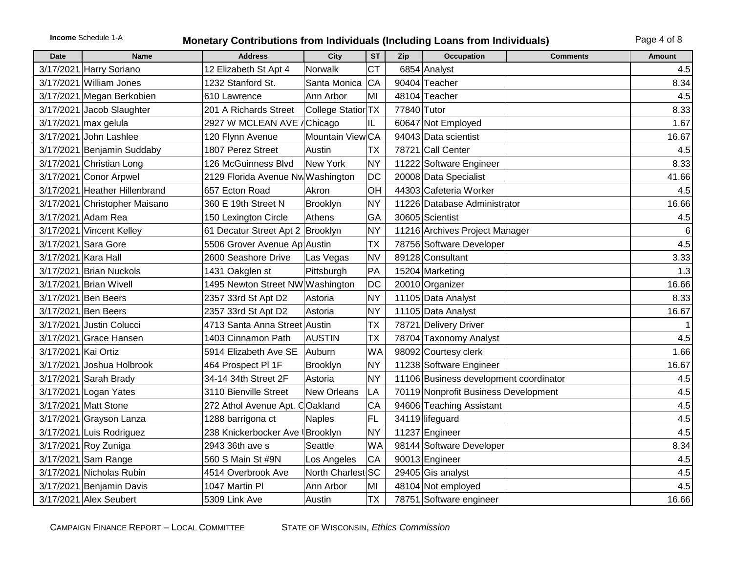**Income** Schedule 1-A

## Monetary Contributions from Individuals (Including Loans from Individuals)

| Date | Name | Address | City | ST | Zip | Occupation | Comments | Amount |
|---|---|---|---|---|---|---|---|---|
| 3/17/2021 | Harry Soriano | 12 Elizabeth St Apt 4 | Norwalk | CT | 6854 | Analyst | | 4.5 |
| 3/17/2021 | William Jones | 1232 Stanford St. | Santa Monica | CA | 90404 | Teacher | | 8.34 |
| 3/17/2021 | Megan Berkobien | 610 Lawrence | Ann Arbor | MI | 48104 | Teacher | | 4.5 |
| 3/17/2021 | Jacob Slaughter | 201 A Richards Street | College Station | TX | 77840 | Tutor | | 8.33 |
| 3/17/2021 | max gelula | 2927 W MCLEAN AVE / | Chicago | IL | 60647 | Not Employed | | 1.67 |
| 3/17/2021 | John Lashlee | 120 Flynn Avenue | Mountain View | CA | 94043 | Data scientist | | 16.67 |
| 3/17/2021 | Benjamin Suddaby | 1807 Perez Street | Austin | TX | 78721 | Call Center | | 4.5 |
| 3/17/2021 | Christian Long | 126 McGuinness Blvd | New York | NY | 11222 | Software Engineer | | 8.33 |
| 3/17/2021 | Conor Arpwel | 2129 Florida Avenue Nw | Washington | DC | 20008 | Data Specialist | | 41.66 |
| 3/17/2021 | Heather Hillenbrand | 657 Ecton Road | Akron | OH | 44303 | Cafeteria Worker | | 4.5 |
| 3/17/2021 | Christopher Maisano | 360 E 19th Street N | Brooklyn | NY | 11226 | Database Administrator | | 16.66 |
| 3/17/2021 | Adam Rea | 150 Lexington Circle | Athens | GA | 30605 | Scientist | | 4.5 |
| 3/17/2021 | Vincent Kelley | 61 Decatur Street Apt 2 | Brooklyn | NY | 11216 | Archives Project Manager | | 6 |
| 3/17/2021 | Sara Gore | 5506 Grover Avenue Ap | Austin | TX | 78756 | Software Developer | | 4.5 |
| 3/17/2021 | Kara Hall | 2600 Seashore Drive | Las Vegas | NV | 89128 | Consultant | | 3.33 |
| 3/17/2021 | Brian Nuckols | 1431 Oakglen st | Pittsburgh | PA | 15204 | Marketing | | 1.3 |
| 3/17/2021 | Brian Wivell | 1495 Newton Street NW | Washington | DC | 20010 | Organizer | | 16.66 |
| 3/17/2021 | Ben Beers | 2357 33rd St Apt D2 | Astoria | NY | 11105 | Data Analyst | | 8.33 |
| 3/17/2021 | Ben Beers | 2357 33rd St Apt D2 | Astoria | NY | 11105 | Data Analyst | | 16.67 |
| 3/17/2021 | Justin Colucci | 4713 Santa Anna Street | Austin | TX | 78721 | Delivery Driver | | 1 |
| 3/17/2021 | Grace Hansen | 1403 Cinnamon Path | AUSTIN | TX | 78704 | Taxonomy Analyst | | 4.5 |
| 3/17/2021 | Kai Ortiz | 5914 Elizabeth Ave SE | Auburn | WA | 98092 | Courtesy clerk | | 1.66 |
| 3/17/2021 | Joshua Holbrook | 464 Prospect Pl 1F | Brooklyn | NY | 11238 | Software Engineer | | 16.67 |
| 3/17/2021 | Sarah Brady | 34-14 34th Street 2F | Astoria | NY | 11106 | Business development coordinator | | 4.5 |
| 3/17/2021 | Logan Yates | 3110 Bienville Street | New Orleans | LA | 70119 | Nonprofit Business Development | | 4.5 |
| 3/17/2021 | Matt Stone | 272 Athol Avenue Apt. C | Oakland | CA | 94606 | Teaching Assistant | | 4.5 |
| 3/17/2021 | Grayson Lanza | 1288 barrigona ct | Naples | FL | 34119 | lifeguard | | 4.5 |
| 3/17/2021 | Luis Rodriguez | 238 Knickerbocker Ave | Brooklyn | NY | 11237 | Engineer | | 4.5 |
| 3/17/2021 | Roy Zuniga | 2943 36th ave s | Seattle | WA | 98144 | Software Developer | | 8.34 |
| 3/17/2021 | Sam Range | 560 S Main St #9N | Los Angeles | CA | 90013 | Engineer | | 4.5 |
| 3/17/2021 | Nicholas Rubin | 4514 Overbrook Ave | North Charlest | SC | 29405 | Gis analyst | | 4.5 |
| 3/17/2021 | Benjamin Davis | 1047 Martin Pl | Ann Arbor | MI | 48104 | Not employed | | 4.5 |
| 3/17/2021 | Alex Seubert | 5309 Link Ave | Austin | TX | 78751 | Software engineer | | 16.66 |

CAMPAIGN FINANCE REPORT – LOCAL COMMITTEE STATE OF WISCONSIN, *Ethics Commission*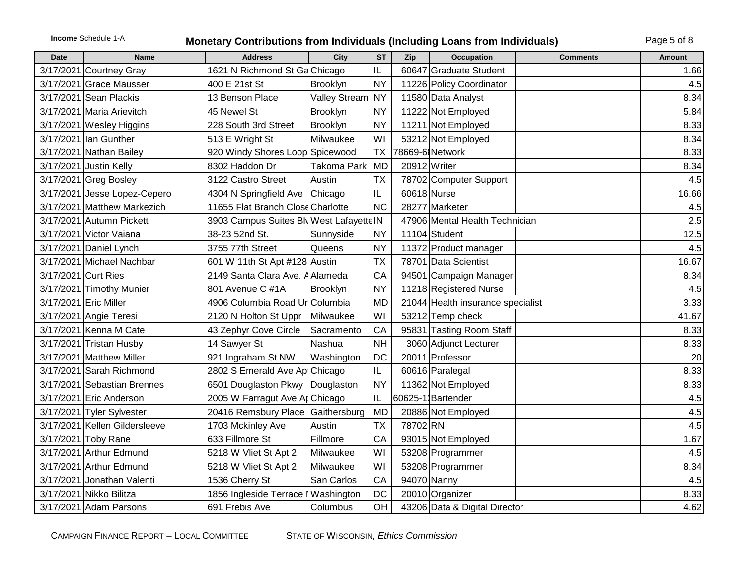**Income** Schedule 1-A

# Monetary Contributions from Individuals (Including Loans from Individuals)

| Date | Name | Address | City | ST | Zip | Occupation | Comments | Amount |
|---|---|---|---|---|---|---|---|---|
| 3/17/2021 | Courtney Gray | 1621 N Richmond St Ga | Chicago | IL | 60647 | Graduate Student | | 1.66 |
| 3/17/2021 | Grace Mausser | 400 E 21st St | Brooklyn | NY | 11226 | Policy Coordinator | | 4.5 |
| 3/17/2021 | Sean Plackis | 13 Benson Place | Valley Stream | NY | 11580 | Data Analyst | | 8.34 |
| 3/17/2021 | Maria Arievitch | 45 Newel St | Brooklyn | NY | 11222 | Not Employed | | 5.84 |
| 3/17/2021 | Wesley Higgins | 228 South 3rd Street | Brooklyn | NY | 11211 | Not Employed | | 8.33 |
| 3/17/2021 | Ian Gunther | 513 E Wright St | Milwaukee | WI | 53212 | Not Employed | | 8.34 |
| 3/17/2021 | Nathan Bailey | 920 Windy Shores Loop | Spicewood | TX | 78669-6 | Network | | 8.33 |
| 3/17/2021 | Justin Kelly | 8302 Haddon Dr | Takoma Park | MD | 20912 | Writer | | 8.34 |
| 3/17/2021 | Greg Bosley | 3122 Castro Street | Austin | TX | 78702 | Computer Support | | 4.5 |
| 3/17/2021 | Jesse Lopez-Cepero | 4304 N Springfield Ave | Chicago | IL | 60618 | Nurse | | 16.66 |
| 3/17/2021 | Matthew Markezich | 11655 Flat Branch Close | Charlotte | NC | 28277 | Marketer | | 4.5 |
| 3/17/2021 | Autumn Pickett | 3903 Campus Suites Blv | West Lafayette | IN | 47906 | Mental Health Technician | | 2.5 |
| 3/17/2021 | Victor Vaiana | 38-23 52nd St. | Sunnyside | NY | 11104 | Student | | 12.5 |
| 3/17/2021 | Daniel Lynch | 3755 77th Street | Queens | NY | 11372 | Product manager | | 4.5 |
| 3/17/2021 | Michael Nachbar | 601 W 11th St Apt #128 | Austin | TX | 78701 | Data Scientist | | 16.67 |
| 3/17/2021 | Curt Ries | 2149 Santa Clara Ave. A | Alameda | CA | 94501 | Campaign Manager | | 8.34 |
| 3/17/2021 | Timothy Munier | 801 Avenue C #1A | Brooklyn | NY | 11218 | Registered Nurse | | 4.5 |
| 3/17/2021 | Eric Miller | 4906 Columbia Road Ur | Columbia | MD | 21044 | Health insurance specialist | | 3.33 |
| 3/17/2021 | Angie Teresi | 2120 N Holton St Uppr | Milwaukee | WI | 53212 | Temp check | | 41.67 |
| 3/17/2021 | Kenna M Cate | 43 Zephyr Cove Circle | Sacramento | CA | 95831 | Tasting Room Staff | | 8.33 |
| 3/17/2021 | Tristan Husby | 14 Sawyer St | Nashua | NH | 3060 | Adjunct Lecturer | | 8.33 |
| 3/17/2021 | Matthew Miller | 921 Ingraham St NW | Washington | DC | 20011 | Professor | | 20 |
| 3/17/2021 | Sarah Richmond | 2802 S Emerald Ave Apt | Chicago | IL | 60616 | Paralegal | | 8.33 |
| 3/17/2021 | Sebastian Brennes | 6501 Douglaston Pkwy | Douglaston | NY | 11362 | Not Employed | | 8.33 |
| 3/17/2021 | Eric Anderson | 2005 W Farragut Ave Ap | Chicago | IL | 60625-1 | Bartender | | 4.5 |
| 3/17/2021 | Tyler Sylvester | 20416 Remsbury Place | Gaithersburg | MD | 20886 | Not Employed | | 4.5 |
| 3/17/2021 | Kellen Gildersleeve | 1703 Mckinley Ave | Austin | TX | 78702 | RN | | 4.5 |
| 3/17/2021 | Toby Rane | 633 Fillmore St | Fillmore | CA | 93015 | Not Employed | | 1.67 |
| 3/17/2021 | Arthur Edmund | 5218 W Vliet St Apt 2 | Milwaukee | WI | 53208 | Programmer | | 4.5 |
| 3/17/2021 | Arthur Edmund | 5218 W Vliet St Apt 2 | Milwaukee | WI | 53208 | Programmer | | 8.34 |
| 3/17/2021 | Jonathan Valenti | 1536 Cherry St | San Carlos | CA | 94070 | Nanny | | 4.5 |
| 3/17/2021 | Nikko Bilitza | 1856 Ingleside Terrace N | Washington | DC | 20010 | Organizer | | 8.33 |
| 3/17/2021 | Adam Parsons | 691 Frebis Ave | Columbus | OH | 43206 | Data & Digital Director | | 4.62 |

CAMPAIGN FINANCE REPORT – LOCAL COMMITTEE STATE OF WISCONSIN, *Ethics Commission*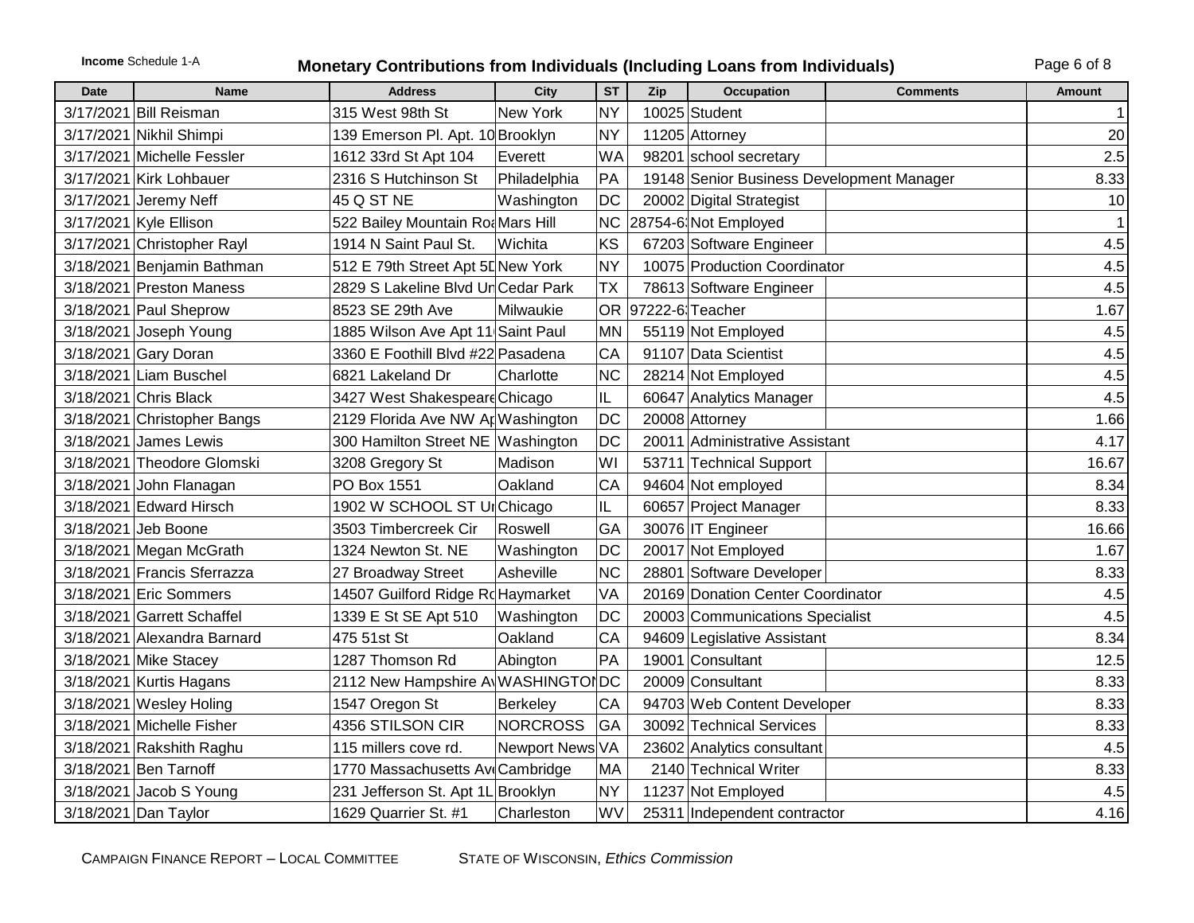**Income** Schedule 1-A

# Monetary Contributions from Individuals (Including Loans from Individuals)

| Date | Name | Address | City | ST | Zip | Occupation | Comments | Amount |
|---|---|---|---|---|---|---|---|---|
| 3/17/2021 | Bill Reisman | 315 West 98th St | New York | NY | 10025 | Student | | 1 |
| 3/17/2021 | Nikhil Shimpi | 139 Emerson Pl. Apt. 10 | Brooklyn | NY | 11205 | Attorney | | 20 |
| 3/17/2021 | Michelle Fessler | 1612 33rd St Apt 104 | Everett | WA | 98201 | school secretary | | 2.5 |
| 3/17/2021 | Kirk Lohbauer | 2316 S Hutchinson St | Philadelphia | PA | 19148 | Senior Business Development Manager | | 8.33 |
| 3/17/2021 | Jeremy Neff | 45 Q ST NE | Washington | DC | 20002 | Digital Strategist | | 10 |
| 3/17/2021 | Kyle Ellison | 522 Bailey Mountain Roa | Mars Hill | NC | 28754-6: | Not Employed | | 1 |
| 3/17/2021 | Christopher Rayl | 1914 N Saint Paul St. | Wichita | KS | 67203 | Software Engineer | | 4.5 |
| 3/18/2021 | Benjamin Bathman | 512 E 79th Street Apt 5D | New York | NY | 10075 | Production Coordinator | | 4.5 |
| 3/18/2021 | Preston Maness | 2829 S Lakeline Blvd Un | Cedar Park | TX | 78613 | Software Engineer | | 4.5 |
| 3/18/2021 | Paul Sheprow | 8523 SE 29th Ave | Milwaukie | OR | 97222-6: | Teacher | | 1.67 |
| 3/18/2021 | Joseph Young | 1885 Wilson Ave Apt 11 | Saint Paul | MN | 55119 | Not Employed | | 4.5 |
| 3/18/2021 | Gary Doran | 3360 E Foothill Blvd #22 | Pasadena | CA | 91107 | Data Scientist | | 4.5 |
| 3/18/2021 | Liam Buschel | 6821 Lakeland Dr | Charlotte | NC | 28214 | Not Employed | | 4.5 |
| 3/18/2021 | Chris Black | 3427 West Shakespeare | Chicago | IL | 60647 | Analytics Manager | | 4.5 |
| 3/18/2021 | Christopher Bangs | 2129 Florida Ave NW Ap | Washington | DC | 20008 | Attorney | | 1.66 |
| 3/18/2021 | James Lewis | 300 Hamilton Street NE | Washington | DC | 20011 | Administrative Assistant | | 4.17 |
| 3/18/2021 | Theodore Glomski | 3208 Gregory St | Madison | WI | 53711 | Technical Support | | 16.67 |
| 3/18/2021 | John Flanagan | PO Box 1551 | Oakland | CA | 94604 | Not employed | | 8.34 |
| 3/18/2021 | Edward Hirsch | 1902 W SCHOOL ST Ur | Chicago | IL | 60657 | Project Manager | | 8.33 |
| 3/18/2021 | Jeb Boone | 3503 Timbercreek Cir | Roswell | GA | 30076 | IT Engineer | | 16.66 |
| 3/18/2021 | Megan McGrath | 1324 Newton St. NE | Washington | DC | 20017 | Not Employed | | 1.67 |
| 3/18/2021 | Francis Sferrazza | 27 Broadway Street | Asheville | NC | 28801 | Software Developer | | 8.33 |
| 3/18/2021 | Eric Sommers | 14507 Guilford Ridge Rd | Haymarket | VA | 20169 | Donation Center Coordinator | | 4.5 |
| 3/18/2021 | Garrett Schaffel | 1339 E St SE Apt 510 | Washington | DC | 20003 | Communications Specialist | | 4.5 |
| 3/18/2021 | Alexandra Barnard | 475 51st St | Oakland | CA | 94609 | Legislative Assistant | | 8.34 |
| 3/18/2021 | Mike Stacey | 1287 Thomson Rd | Abington | PA | 19001 | Consultant | | 12.5 |
| 3/18/2021 | Kurtis Hagans | 2112 New Hampshire Av | WASHINGTON | DC | 20009 | Consultant | | 8.33 |
| 3/18/2021 | Wesley Holing | 1547 Oregon St | Berkeley | CA | 94703 | Web Content Developer | | 8.33 |
| 3/18/2021 | Michelle Fisher | 4356 STILSON CIR | NORCROSS | GA | 30092 | Technical Services | | 8.33 |
| 3/18/2021 | Rakshith Raghu | 115 millers cove rd. | Newport News | VA | 23602 | Analytics consultant | | 4.5 |
| 3/18/2021 | Ben Tarnoff | 1770 Massachusetts Ave | Cambridge | MA | 2140 | Technical Writer | | 8.33 |
| 3/18/2021 | Jacob S Young | 231 Jefferson St. Apt 1L | Brooklyn | NY | 11237 | Not Employed | | 4.5 |
| 3/18/2021 | Dan Taylor | 1629 Quarrier St. #1 | Charleston | WV | 25311 | Independent contractor | | 4.16 |

CAMPAIGN FINANCE REPORT – LOCAL COMMITTEE    STATE OF WISCONSIN, *Ethics Commission*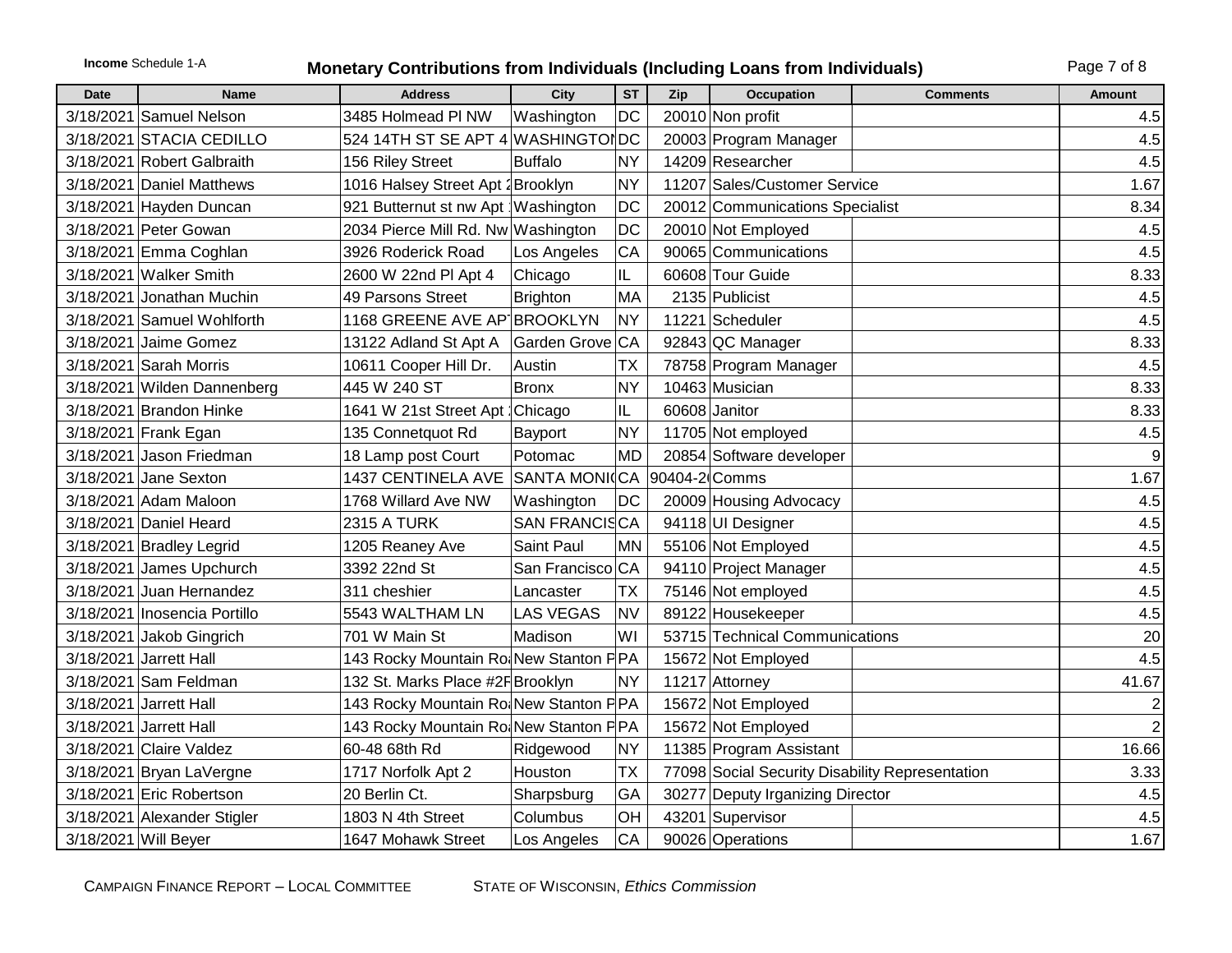**Income** Schedule 1-A

# Monetary Contributions from Individuals (Including Loans from Individuals)

| Date | Name | Address | City | ST | Zip | Occupation | Comments | Amount |
|---|---|---|---|---|---|---|---|---|
| 3/18/2021 | Samuel Nelson | 3485 Holmead Pl NW | Washington | DC | 20010 | Non profit | | 4.5 |
| 3/18/2021 | STACIA CEDILLO | 524 14TH ST SE APT 4 | WASHINGTON | DC | 20003 | Program Manager | | 4.5 |
| 3/18/2021 | Robert Galbraith | 156 Riley Street | Buffalo | NY | 14209 | Researcher | | 4.5 |
| 3/18/2021 | Daniel Matthews | 1016 Halsey Street Apt 2 | Brooklyn | NY | 11207 | Sales/Customer Service | | 1.67 |
| 3/18/2021 | Hayden Duncan | 921 Butternut st nw Apt 1 | Washington | DC | 20012 | Communications Specialist | | 8.34 |
| 3/18/2021 | Peter Gowan | 2034 Pierce Mill Rd. Nw | Washington | DC | 20010 | Not Employed | | 4.5 |
| 3/18/2021 | Emma Coghlan | 3926 Roderick Road | Los Angeles | CA | 90065 | Communications | | 4.5 |
| 3/18/2021 | Walker Smith | 2600 W 22nd Pl Apt 4 | Chicago | IL | 60608 | Tour Guide | | 8.33 |
| 3/18/2021 | Jonathan Muchin | 49 Parsons Street | Brighton | MA | 2135 | Publicist | | 4.5 |
| 3/18/2021 | Samuel Wohlforth | 1168 GREENE AVE APT | BROOKLYN | NY | 11221 | Scheduler | | 4.5 |
| 3/18/2021 | Jaime Gomez | 13122 Adland St Apt A | Garden Grove | CA | 92843 | QC Manager | | 8.33 |
| 3/18/2021 | Sarah Morris | 10611 Cooper Hill Dr. | Austin | TX | 78758 | Program Manager | | 4.5 |
| 3/18/2021 | Wilden Dannenberg | 445 W 240 ST | Bronx | NY | 10463 | Musician | | 8.33 |
| 3/18/2021 | Brandon Hinke | 1641 W 21st Street Apt 1 | Chicago | IL | 60608 | Janitor | | 8.33 |
| 3/18/2021 | Frank Egan | 135 Connetquot Rd | Bayport | NY | 11705 | Not employed | | 4.5 |
| 3/18/2021 | Jason Friedman | 18 Lamp post Court | Potomac | MD | 20854 | Software developer | | 9 |
| 3/18/2021 | Jane Sexton | 1437 CENTINELA AVE | SANTA MONICA | CA | 90404-2 | Comms | | 1.67 |
| 3/18/2021 | Adam Maloon | 1768 Willard Ave NW | Washington | DC | 20009 | Housing Advocacy | | 4.5 |
| 3/18/2021 | Daniel Heard | 2315 A TURK | SAN FRANCISCO | CA | 94118 | UI Designer | | 4.5 |
| 3/18/2021 | Bradley Legrid | 1205 Reaney Ave | Saint Paul | MN | 55106 | Not Employed | | 4.5 |
| 3/18/2021 | James Upchurch | 3392 22nd St | San Francisco | CA | 94110 | Project Manager | | 4.5 |
| 3/18/2021 | Juan Hernandez | 311 cheshier | Lancaster | TX | 75146 | Not employed | | 4.5 |
| 3/18/2021 | Inosencia Portillo | 5543 WALTHAM LN | LAS VEGAS | NV | 89122 | Housekeeper | | 4.5 |
| 3/18/2021 | Jakob Gingrich | 701 W Main St | Madison | WI | 53715 | Technical Communications | | 20 |
| 3/18/2021 | Jarrett Hall | 143 Rocky Mountain Ro | New Stanton P | PA | 15672 | Not Employed | | 4.5 |
| 3/18/2021 | Sam Feldman | 132 St. Marks Place #2F | Brooklyn | NY | 11217 | Attorney | | 41.67 |
| 3/18/2021 | Jarrett Hall | 143 Rocky Mountain Ro | New Stanton P | PA | 15672 | Not Employed | | 2 |
| 3/18/2021 | Jarrett Hall | 143 Rocky Mountain Ro | New Stanton P | PA | 15672 | Not Employed | | 2 |
| 3/18/2021 | Claire Valdez | 60-48 68th Rd | Ridgewood | NY | 11385 | Program Assistant | | 16.66 |
| 3/18/2021 | Bryan LaVergne | 1717 Norfolk Apt 2 | Houston | TX | 77098 | Social Security Disability Representation | | 3.33 |
| 3/18/2021 | Eric Robertson | 20 Berlin Ct. | Sharpsburg | GA | 30277 | Deputy Irganizing Director | | 4.5 |
| 3/18/2021 | Alexander Stigler | 1803 N 4th Street | Columbus | OH | 43201 | Supervisor | | 4.5 |
| 3/18/2021 | Will Beyer | 1647 Mohawk Street | Los Angeles | CA | 90026 | Operations | | 1.67 |

CAMPAIGN FINANCE REPORT – LOCAL COMMITTEE STATE OF WISCONSIN, *Ethics Commission*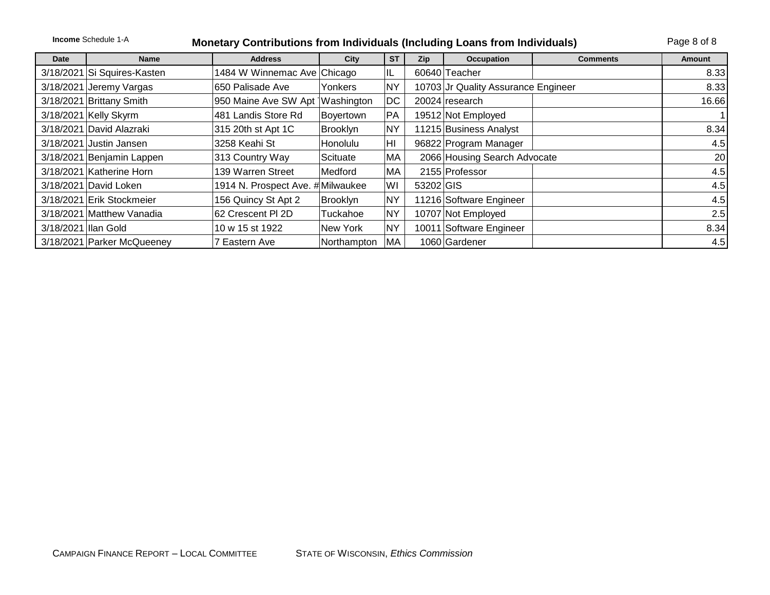**Income** Schedule 1-A

## Monetary Contributions from Individuals (Including Loans from Individuals)

| Date | Name | Address | City | ST | Zip | Occupation | Comments | Amount |
|---|---|---|---|---|---|---|---|---|
| 3/18/2021 | Si Squires-Kasten | 1484 W Winnemac Ave | Chicago | IL | 60640 | Teacher | | 8.33 |
| 3/18/2021 | Jeremy Vargas | 650 Palisade Ave | Yonkers | NY | 10703 | Jr Quality Assurance Engineer | | 8.33 |
| 3/18/2021 | Brittany Smith | 950 Maine Ave SW Apt | Washington | DC | 20024 | research | | 16.66 |
| 3/18/2021 | Kelly Skyrm | 481 Landis Store Rd | Boyertown | PA | 19512 | Not Employed | | 1 |
| 3/18/2021 | David Alazraki | 315 20th st Apt 1C | Brooklyn | NY | 11215 | Business Analyst | | 8.34 |
| 3/18/2021 | Justin Jansen | 3258 Keahi St | Honolulu | HI | 96822 | Program Manager | | 4.5 |
| 3/18/2021 | Benjamin Lappen | 313 Country Way | Scituate | MA | 2066 | Housing Search Advocate | | 20 |
| 3/18/2021 | Katherine Horn | 139 Warren Street | Medford | MA | 2155 | Professor | | 4.5 |
| 3/18/2021 | David Loken | 1914 N. Prospect Ave. # | Milwaukee | WI | 53202 | GIS | | 4.5 |
| 3/18/2021 | Erik Stockmeier | 156 Quincy St Apt 2 | Brooklyn | NY | 11216 | Software Engineer | | 4.5 |
| 3/18/2021 | Matthew Vanadia | 62 Crescent Pl 2D | Tuckahoe | NY | 10707 | Not Employed | | 2.5 |
| 3/18/2021 | Ilan Gold | 10 w 15 st 1922 | New York | NY | 10011 | Software Engineer | | 8.34 |
| 3/18/2021 | Parker McQueeney | 7 Eastern Ave | Northampton | MA | 1060 | Gardener | | 4.5 |

CAMPAIGN FINANCE REPORT – LOCAL COMMITTEE    STATE OF WISCONSIN, *Ethics Commission*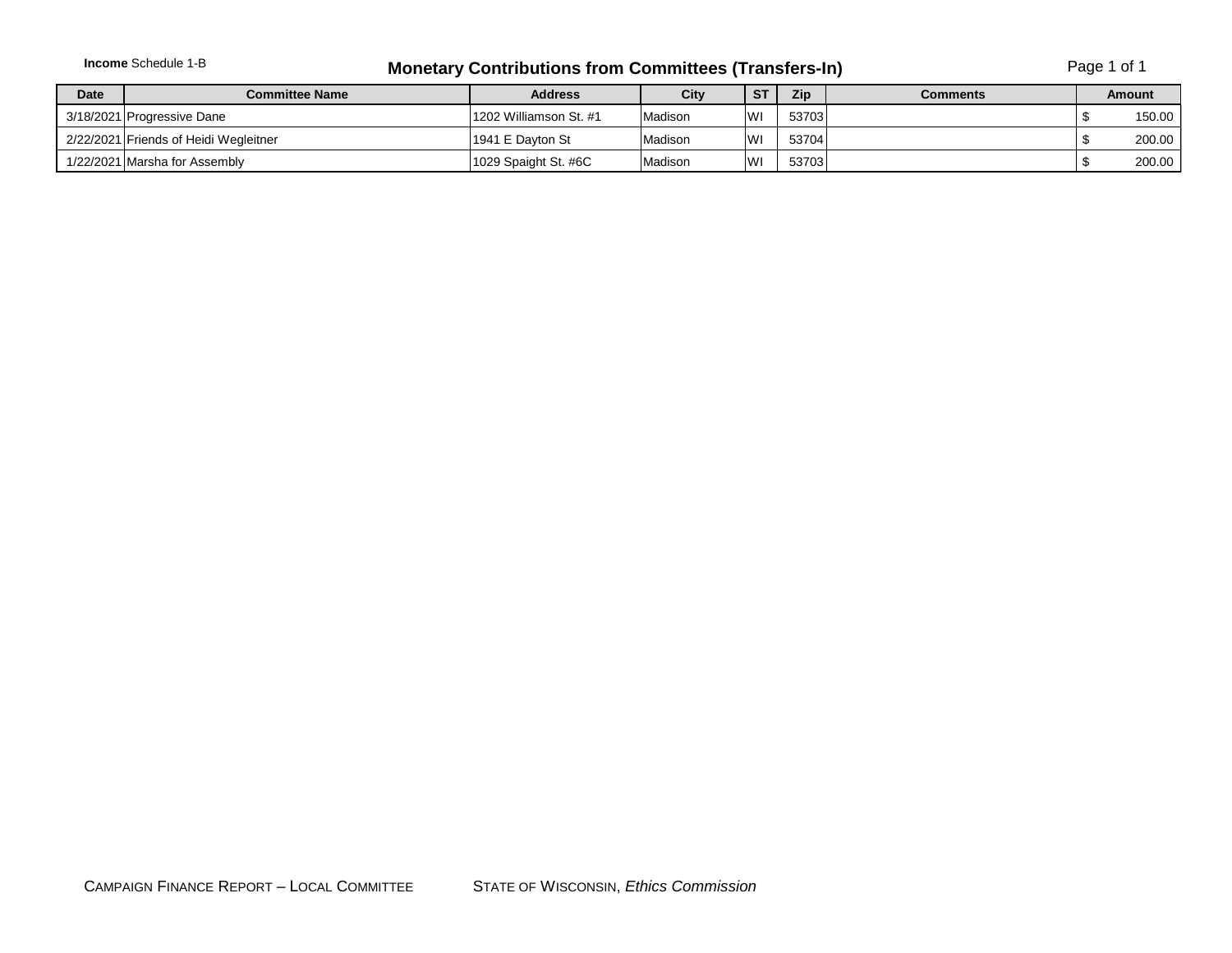**Income** Schedule 1-B

# Monetary Contributions from Committees (Transfers-In)

| Date | Committee Name | Address | City | ST | Zip | Comments | Amount |
|---|---|---|---|---|---|---|---|
| 3/18/2021 | Progressive Dane | 1202 Williamson St. #1 | Madison | WI | 53703 | | $ 150.00 |
| 2/22/2021 | Friends of Heidi Wegleitner | 1941 E Dayton St | Madison | WI | 53704 | | $ 200.00 |
| 1/22/2021 | Marsha for Assembly | 1029 Spaight St. #6C | Madison | WI | 53703 | | $ 200.00 |

CAMPAIGN FINANCE REPORT – LOCAL COMMITTEE    STATE OF WISCONSIN, *Ethics Commission*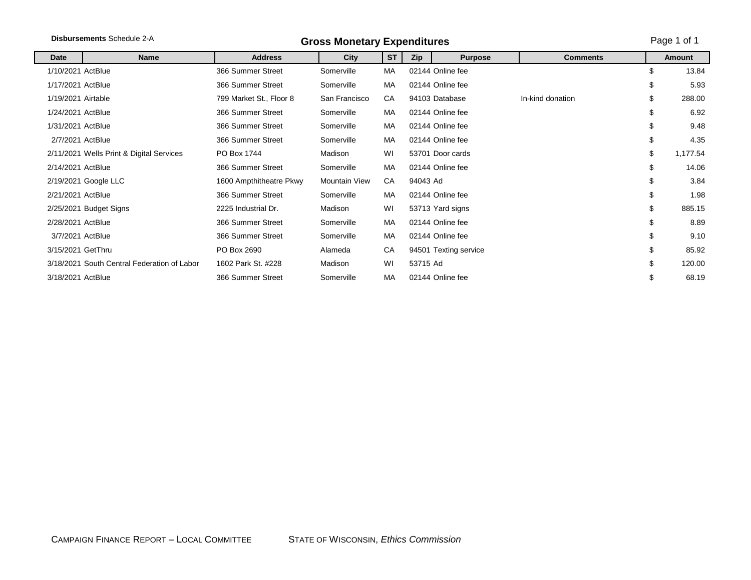**Disbursements** Schedule 2-A

## Gross Monetary Expenditures

| Date | Name | Address | City | ST | Zip | Purpose | Comments | Amount |
|---|---|---|---|---|---|---|---|---|
| 1/10/2021 | ActBlue | 366 Summer Street | Somerville | MA | 02144 | Online fee | | $ 13.84 |
| 1/17/2021 | ActBlue | 366 Summer Street | Somerville | MA | 02144 | Online fee | | $ 5.93 |
| 1/19/2021 | Airtable | 799 Market St., Floor 8 | San Francisco | CA | 94103 | Database | In-kind donation | $ 288.00 |
| 1/24/2021 | ActBlue | 366 Summer Street | Somerville | MA | 02144 | Online fee | | $ 6.92 |
| 1/31/2021 | ActBlue | 366 Summer Street | Somerville | MA | 02144 | Online fee | | $ 9.48 |
| 2/7/2021 | ActBlue | 366 Summer Street | Somerville | MA | 02144 | Online fee | | $ 4.35 |
| 2/11/2021 | Wells Print & Digital Services | PO Box 1744 | Madison | WI | 53701 | Door cards | | $ 1,177.54 |
| 2/14/2021 | ActBlue | 366 Summer Street | Somerville | MA | 02144 | Online fee | | $ 14.06 |
| 2/19/2021 | Google LLC | 1600 Ampthitheatre Pkwy | Mountain View | CA | 94043 | Ad | | $ 3.84 |
| 2/21/2021 | ActBlue | 366 Summer Street | Somerville | MA | 02144 | Online fee | | $ 1.98 |
| 2/25/2021 | Budget Signs | 2225 Industrial Dr. | Madison | WI | 53713 | Yard signs | | $ 885.15 |
| 2/28/2021 | ActBlue | 366 Summer Street | Somerville | MA | 02144 | Online fee | | $ 8.89 |
| 3/7/2021 | ActBlue | 366 Summer Street | Somerville | MA | 02144 | Online fee | | $ 9.10 |
| 3/15/2021 | GetThru | PO Box 2690 | Alameda | CA | 94501 | Texting service | | $ 85.92 |
| 3/18/2021 | South Central Federation of Labor | 1602 Park St. #228 | Madison | WI | 53715 | Ad | | $ 120.00 |
| 3/18/2021 | ActBlue | 366 Summer Street | Somerville | MA | 02144 | Online fee | | $ 68.19 |